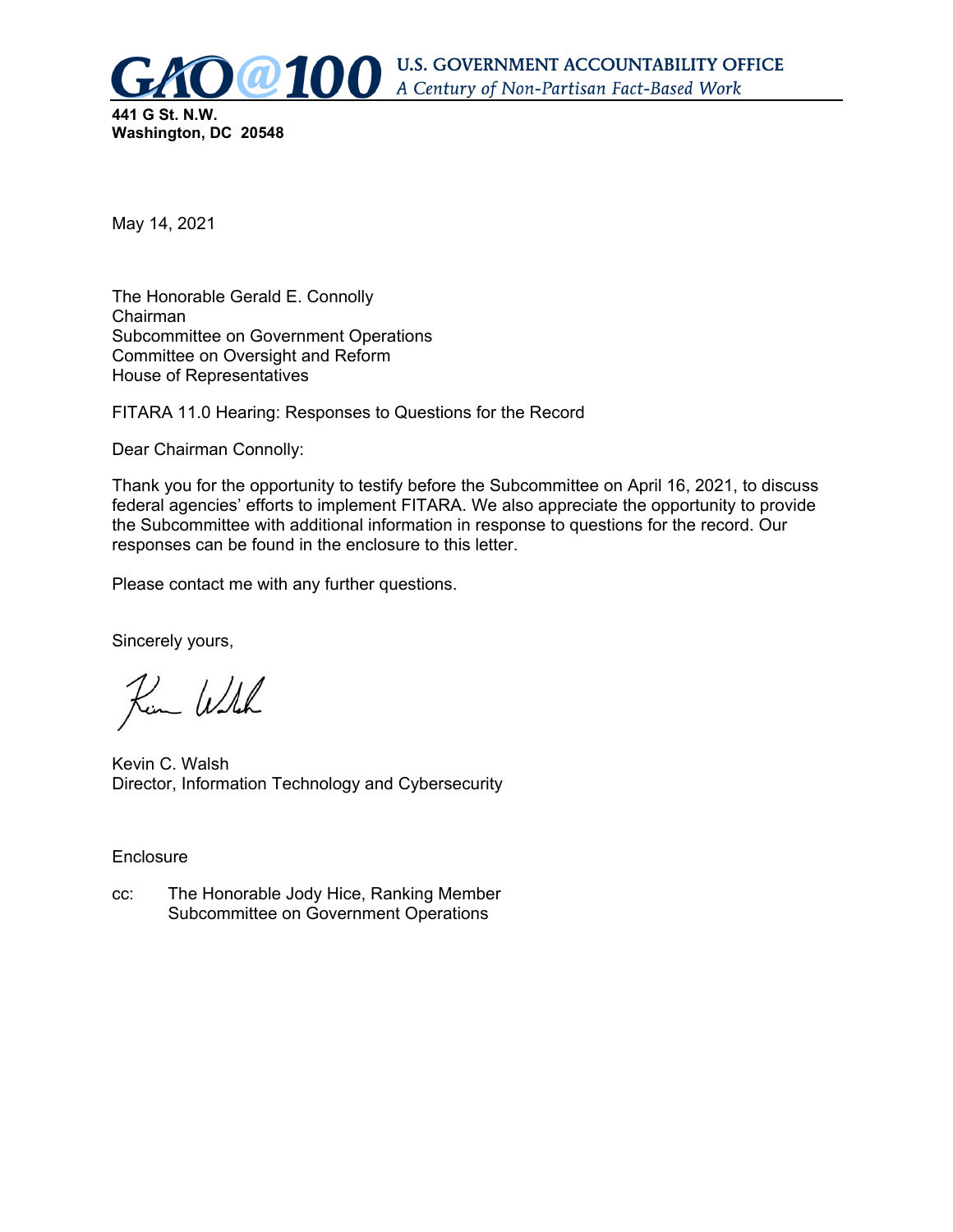**GAO@100** U.S. GOVERNMENT ACCOUNTABILITY OFFICE
*A Century of Non-Partisan Fact-Based Work*

**441 G St. N.W.**
**Washington, DC 20548**

May 14, 2021

The Honorable Gerald E. Connolly
Chairman
Subcommittee on Government Operations
Committee on Oversight and Reform
House of Representatives

FITARA 11.0 Hearing: Responses to Questions for the Record

Dear Chairman Connolly:

Thank you for the opportunity to testify before the Subcommittee on April 16, 2021, to discuss federal agencies' efforts to implement FITARA. We also appreciate the opportunity to provide the Subcommittee with additional information in response to questions for the record. Our responses can be found in the enclosure to this letter.

Please contact me with any further questions.

Sincerely yours,

Kevin C. Walsh
Director, Information Technology and Cybersecurity

Enclosure

cc: The Honorable Jody Hice, Ranking Member
Subcommittee on Government Operations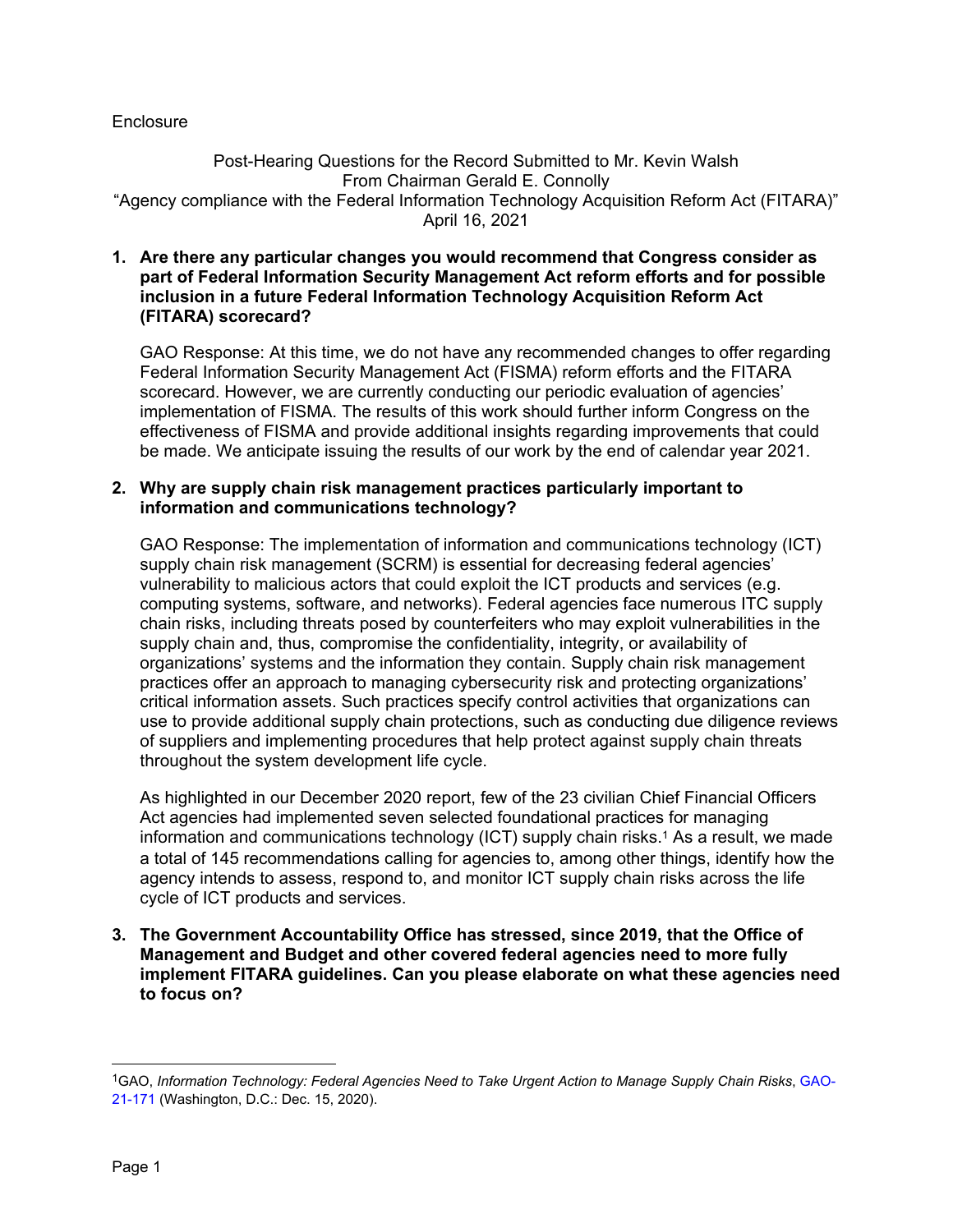Enclosure

Post-Hearing Questions for the Record Submitted to Mr. Kevin Walsh
From Chairman Gerald E. Connolly
"Agency compliance with the Federal Information Technology Acquisition Reform Act (FITARA)"
April 16, 2021

**1. Are there any particular changes you would recommend that Congress consider as part of Federal Information Security Management Act reform efforts and for possible inclusion in a future Federal Information Technology Acquisition Reform Act (FITARA) scorecard?**

GAO Response: At this time, we do not have any recommended changes to offer regarding Federal Information Security Management Act (FISMA) reform efforts and the FITARA scorecard. However, we are currently conducting our periodic evaluation of agencies' implementation of FISMA. The results of this work should further inform Congress on the effectiveness of FISMA and provide additional insights regarding improvements that could be made. We anticipate issuing the results of our work by the end of calendar year 2021.

**2. Why are supply chain risk management practices particularly important to information and communications technology?**

GAO Response: The implementation of information and communications technology (ICT) supply chain risk management (SCRM) is essential for decreasing federal agencies' vulnerability to malicious actors that could exploit the ICT products and services (e.g. computing systems, software, and networks). Federal agencies face numerous ITC supply chain risks, including threats posed by counterfeiters who may exploit vulnerabilities in the supply chain and, thus, compromise the confidentiality, integrity, or availability of organizations' systems and the information they contain. Supply chain risk management practices offer an approach to managing cybersecurity risk and protecting organizations' critical information assets. Such practices specify control activities that organizations can use to provide additional supply chain protections, such as conducting due diligence reviews of suppliers and implementing procedures that help protect against supply chain threats throughout the system development life cycle.

As highlighted in our December 2020 report, few of the 23 civilian Chief Financial Officers Act agencies had implemented seven selected foundational practices for managing information and communications technology (ICT) supply chain risks.[1] As a result, we made a total of 145 recommendations calling for agencies to, among other things, identify how the agency intends to assess, respond to, and monitor ICT supply chain risks across the life cycle of ICT products and services.

**3. The Government Accountability Office has stressed, since 2019, that the Office of Management and Budget and other covered federal agencies need to more fully implement FITARA guidelines. Can you please elaborate on what these agencies need to focus on?**

---

[1] GAO, *Information Technology: Federal Agencies Need to Take Urgent Action to Manage Supply Chain Risks*, GAO-21-171 (Washington, D.C.: Dec. 15, 2020).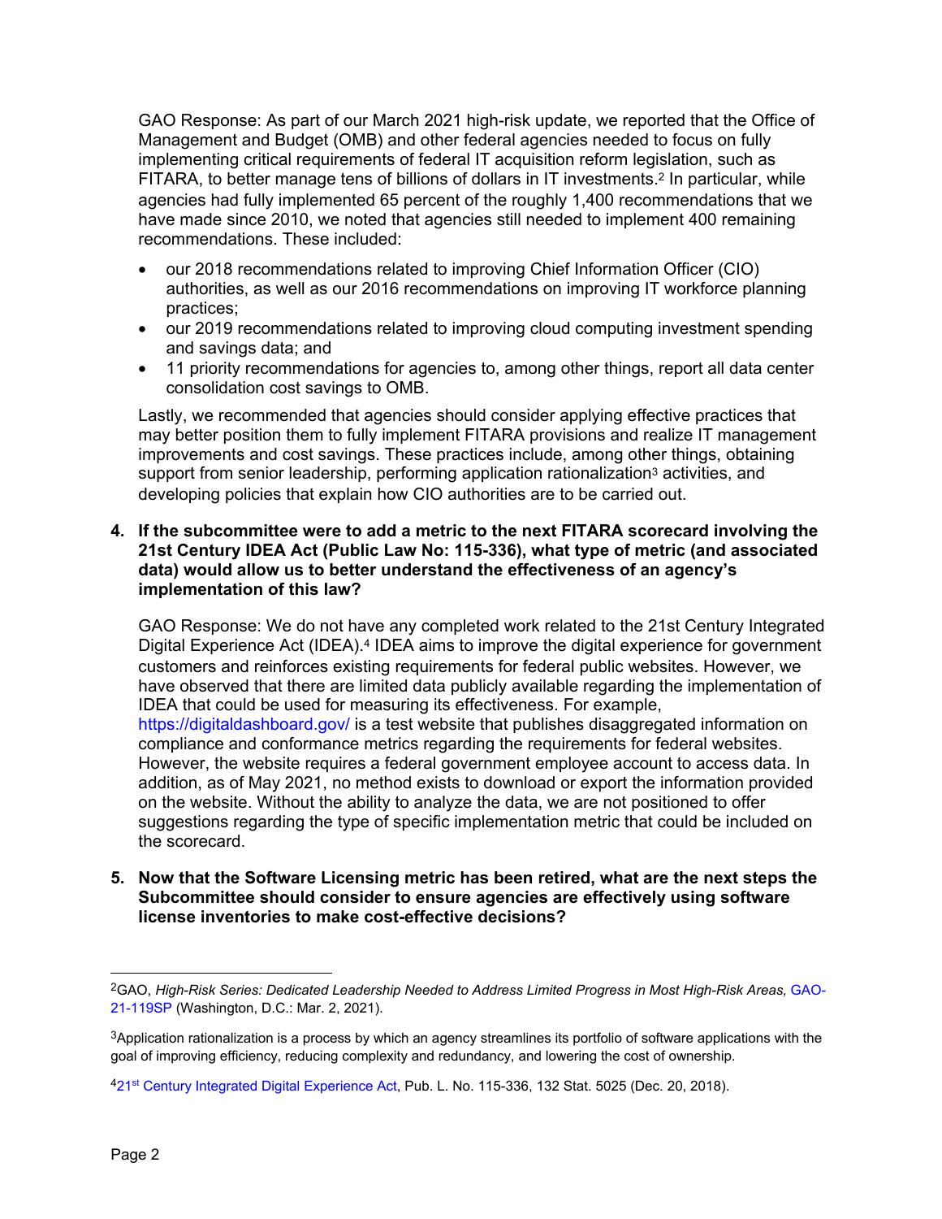GAO Response: As part of our March 2021 high-risk update, we reported that the Office of Management and Budget (OMB) and other federal agencies needed to focus on fully implementing critical requirements of federal IT acquisition reform legislation, such as FITARA, to better manage tens of billions of dollars in IT investments.[2] In particular, while agencies had fully implemented 65 percent of the roughly 1,400 recommendations that we have made since 2010, we noted that agencies still needed to implement 400 remaining recommendations. These included:

- our 2018 recommendations related to improving Chief Information Officer (CIO) authorities, as well as our 2016 recommendations on improving IT workforce planning practices;
- our 2019 recommendations related to improving cloud computing investment spending and savings data; and
- 11 priority recommendations for agencies to, among other things, report all data center consolidation cost savings to OMB.

Lastly, we recommended that agencies should consider applying effective practices that may better position them to fully implement FITARA provisions and realize IT management improvements and cost savings. These practices include, among other things, obtaining support from senior leadership, performing application rationalization[3] activities, and developing policies that explain how CIO authorities are to be carried out.

**4. If the subcommittee were to add a metric to the next FITARA scorecard involving the 21st Century IDEA Act (Public Law No: 115-336), what type of metric (and associated data) would allow us to better understand the effectiveness of an agency's implementation of this law?**

GAO Response: We do not have any completed work related to the 21st Century Integrated Digital Experience Act (IDEA).[4] IDEA aims to improve the digital experience for government customers and reinforces existing requirements for federal public websites. However, we have observed that there are limited data publicly available regarding the implementation of IDEA that could be used for measuring its effectiveness. For example, https://digitaldashboard.gov/ is a test website that publishes disaggregated information on compliance and conformance metrics regarding the requirements for federal websites. However, the website requires a federal government employee account to access data. In addition, as of May 2021, no method exists to download or export the information provided on the website. Without the ability to analyze the data, we are not positioned to offer suggestions regarding the type of specific implementation metric that could be included on the scorecard.

**5. Now that the Software Licensing metric has been retired, what are the next steps the Subcommittee should consider to ensure agencies are effectively using software license inventories to make cost-effective decisions?**

---

[2]GAO, *High-Risk Series: Dedicated Leadership Needed to Address Limited Progress in Most High-Risk Areas,* GAO-21-119SP (Washington, D.C.: Mar. 2, 2021).

[3]Application rationalization is a process by which an agency streamlines its portfolio of software applications with the goal of improving efficiency, reducing complexity and redundancy, and lowering the cost of ownership.

[4]21st Century Integrated Digital Experience Act, Pub. L. No. 115-336, 132 Stat. 5025 (Dec. 20, 2018).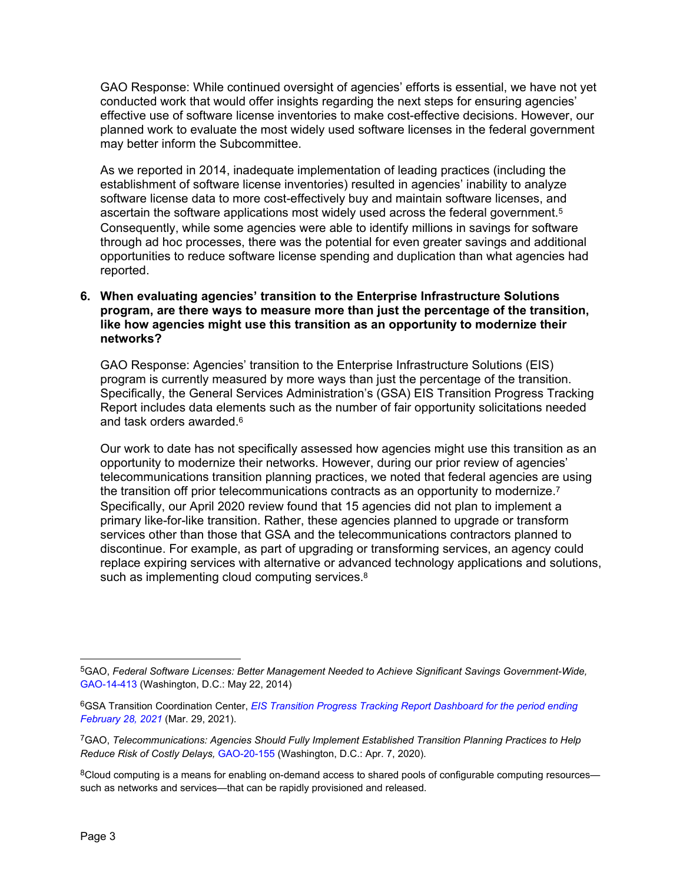GAO Response: While continued oversight of agencies' efforts is essential, we have not yet conducted work that would offer insights regarding the next steps for ensuring agencies' effective use of software license inventories to make cost-effective decisions. However, our planned work to evaluate the most widely used software licenses in the federal government may better inform the Subcommittee.

As we reported in 2014, inadequate implementation of leading practices (including the establishment of software license inventories) resulted in agencies' inability to analyze software license data to more cost-effectively buy and maintain software licenses, and ascertain the software applications most widely used across the federal government.[5] Consequently, while some agencies were able to identify millions in savings for software through ad hoc processes, there was the potential for even greater savings and additional opportunities to reduce software license spending and duplication than what agencies had reported.

**6. When evaluating agencies' transition to the Enterprise Infrastructure Solutions program, are there ways to measure more than just the percentage of the transition, like how agencies might use this transition as an opportunity to modernize their networks?**

GAO Response: Agencies' transition to the Enterprise Infrastructure Solutions (EIS) program is currently measured by more ways than just the percentage of the transition. Specifically, the General Services Administration's (GSA) EIS Transition Progress Tracking Report includes data elements such as the number of fair opportunity solicitations needed and task orders awarded.[6]

Our work to date has not specifically assessed how agencies might use this transition as an opportunity to modernize their networks. However, during our prior review of agencies' telecommunications transition planning practices, we noted that federal agencies are using the transition off prior telecommunications contracts as an opportunity to modernize.[7] Specifically, our April 2020 review found that 15 agencies did not plan to implement a primary like-for-like transition. Rather, these agencies planned to upgrade or transform services other than those that GSA and the telecommunications contractors planned to discontinue. For example, as part of upgrading or transforming services, an agency could replace expiring services with alternative or advanced technology applications and solutions, such as implementing cloud computing services.[8]

---

[5]GAO, *Federal Software Licenses: Better Management Needed to Achieve Significant Savings Government-Wide,* GAO-14-413 (Washington, D.C.: May 22, 2014)

[6]GSA Transition Coordination Center, *EIS Transition Progress Tracking Report Dashboard for the period ending February 28, 2021* (Mar. 29, 2021).

[7]GAO, *Telecommunications: Agencies Should Fully Implement Established Transition Planning Practices to Help Reduce Risk of Costly Delays,* GAO-20-155 (Washington, D.C.: Apr. 7, 2020).

[8]Cloud computing is a means for enabling on-demand access to shared pools of configurable computing resources—such as networks and services—that can be rapidly provisioned and released.